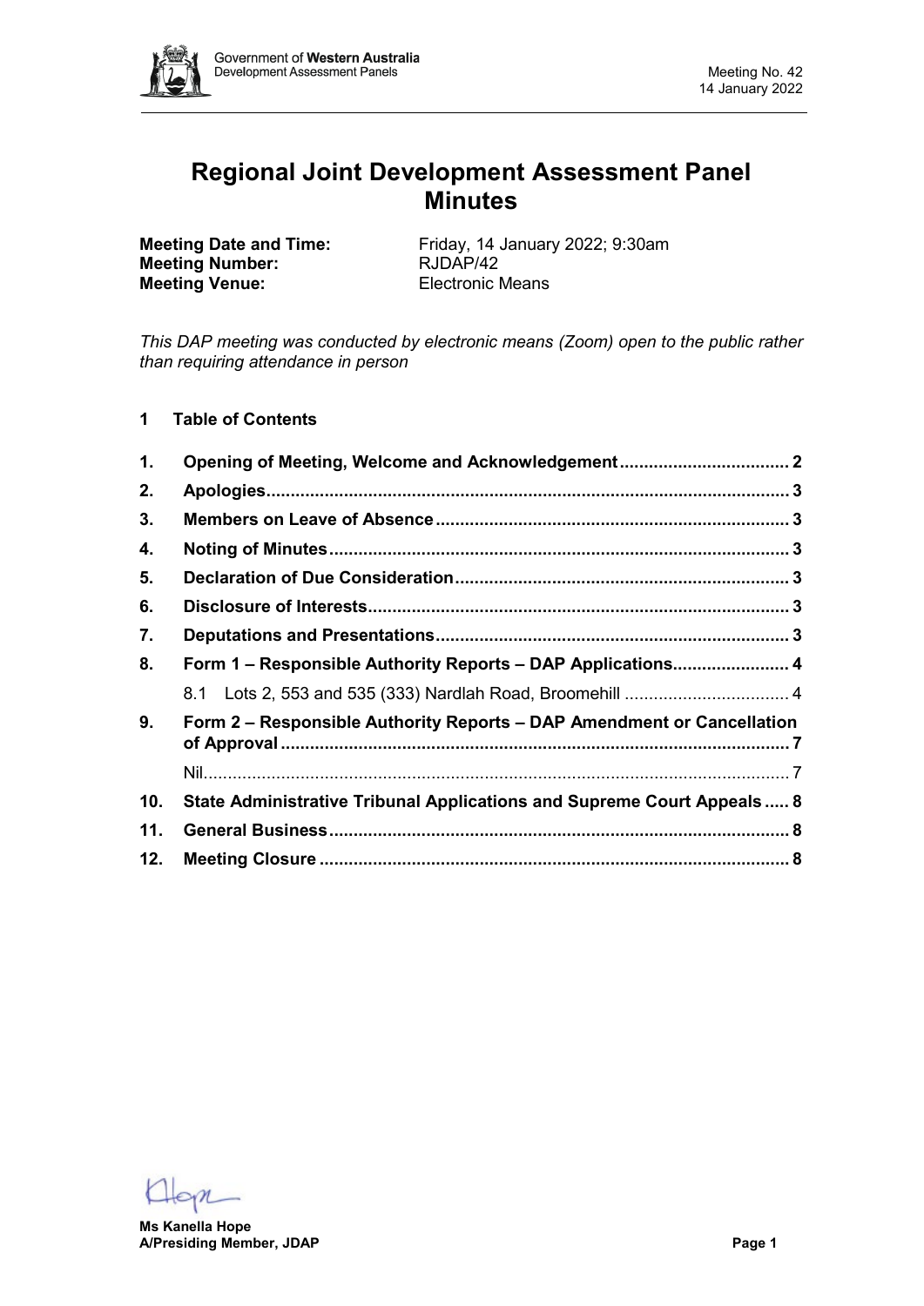# Regional Joint Development Assessment Panel Minutes

**Meeting Date and Time:** Friday, 14 January 2022; 9:30am
**Meeting Number:** RJDAP/42
**Meeting Venue:** Electronic Means

*This DAP meeting was conducted by electronic means (Zoom) open to the public rather than requiring attendance in person*

## 1 Table of Contents

| | | |
|---|---|---|
| **1.** | **Opening of Meeting, Welcome and Acknowledgement** | **2** |
| **2.** | **Apologies** | **3** |
| **3.** | **Members on Leave of Absence** | **3** |
| **4.** | **Noting of Minutes** | **3** |
| **5.** | **Declaration of Due Consideration** | **3** |
| **6.** | **Disclosure of Interests** | **3** |
| **7.** | **Deputations and Presentations** | **3** |
| **8.** | **Form 1 – Responsible Authority Reports – DAP Applications** | **4** |
| | 8.1 Lots 2, 553 and 535 (333) Nardlah Road, Broomehill | 4 |
| **9.** | **Form 2 – Responsible Authority Reports – DAP Amendment or Cancellation of Approval** | **7** |
| | Nil | 7 |
| **10.** | **State Administrative Tribunal Applications and Supreme Court Appeals** | **8** |
| **11.** | **General Business** | **8** |
| **12.** | **Meeting Closure** | **8** |

**Ms Kanella Hope**
**A/Presiding Member, JDAP**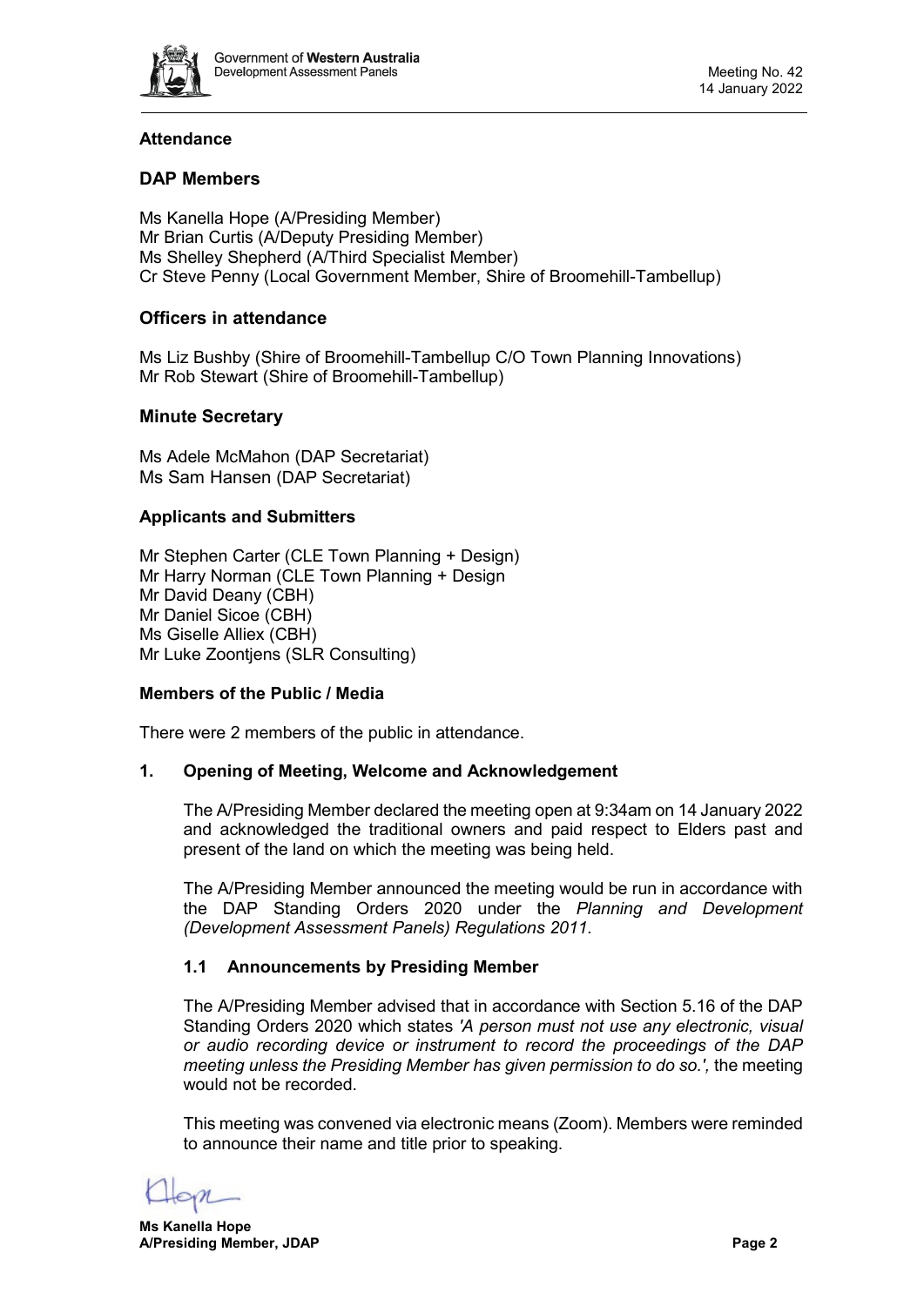## Attendance

### DAP Members

Ms Kanella Hope (A/Presiding Member)
Mr Brian Curtis (A/Deputy Presiding Member)
Ms Shelley Shepherd (A/Third Specialist Member)
Cr Steve Penny (Local Government Member, Shire of Broomehill-Tambellup)

### Officers in attendance

Ms Liz Bushby (Shire of Broomehill-Tambellup C/O Town Planning Innovations)
Mr Rob Stewart (Shire of Broomehill-Tambellup)

### Minute Secretary

Ms Adele McMahon (DAP Secretariat)
Ms Sam Hansen (DAP Secretariat)

### Applicants and Submitters

Mr Stephen Carter (CLE Town Planning + Design)
Mr Harry Norman (CLE Town Planning + Design
Mr David Deany (CBH)
Mr Daniel Sicoe (CBH)
Ms Giselle Alliex (CBH)
Mr Luke Zoontjens (SLR Consulting)

### Members of the Public / Media

There were 2 members of the public in attendance.

## 1. Opening of Meeting, Welcome and Acknowledgement

The A/Presiding Member declared the meeting open at 9:34am on 14 January 2022 and acknowledged the traditional owners and paid respect to Elders past and present of the land on which the meeting was being held.

The A/Presiding Member announced the meeting would be run in accordance with the DAP Standing Orders 2020 under the *Planning and Development (Development Assessment Panels) Regulations 2011*.

### 1.1 Announcements by Presiding Member

The A/Presiding Member advised that in accordance with Section 5.16 of the DAP Standing Orders 2020 which states *'A person must not use any electronic, visual or audio recording device or instrument to record the proceedings of the DAP meeting unless the Presiding Member has given permission to do so.',* the meeting would not be recorded.

This meeting was convened via electronic means (Zoom). Members were reminded to announce their name and title prior to speaking.

**Ms Kanella Hope**
**A/Presiding Member, JDAP**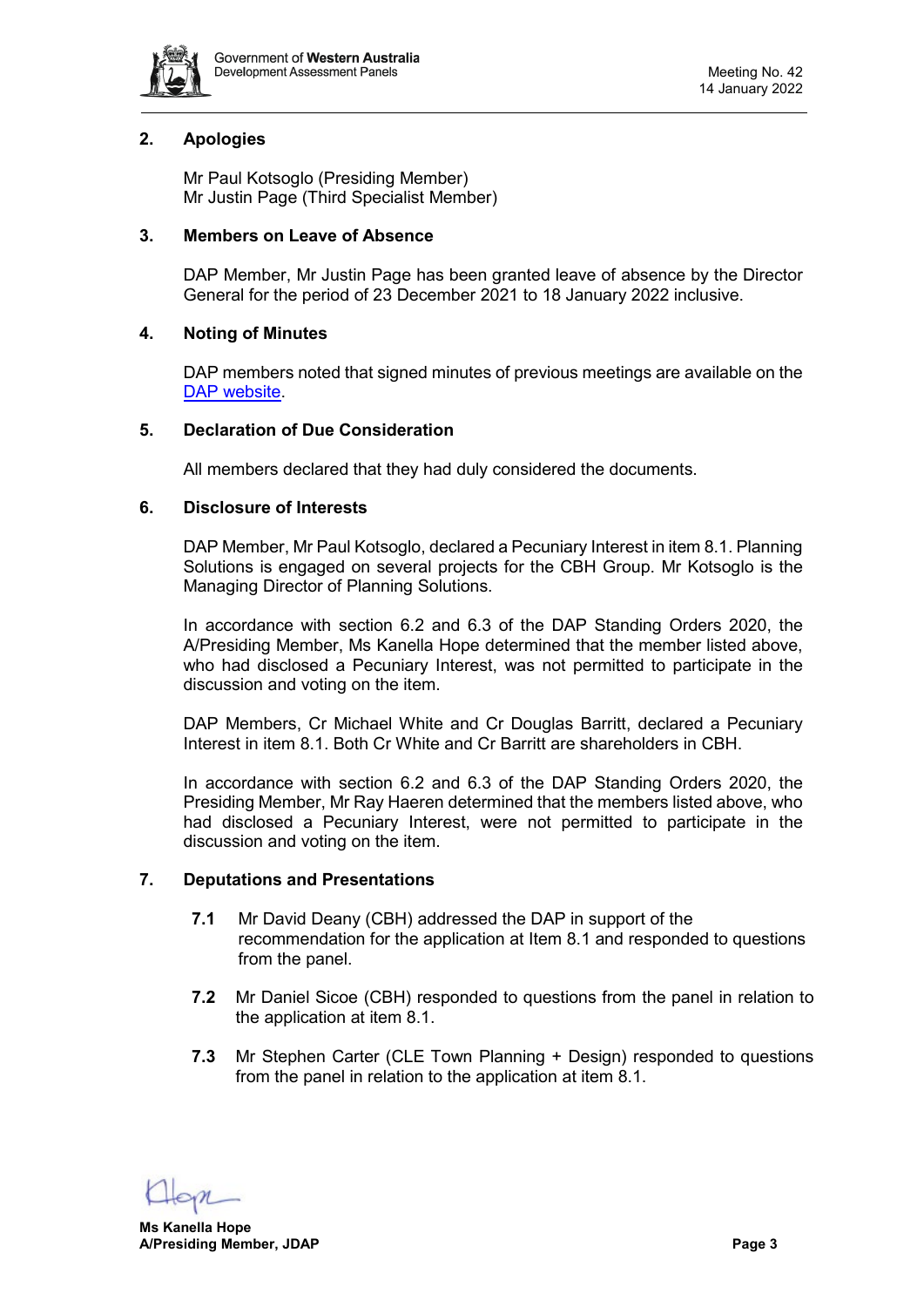## 2. Apologies

Mr Paul Kotsoglo (Presiding Member)
Mr Justin Page (Third Specialist Member)

## 3. Members on Leave of Absence

DAP Member, Mr Justin Page has been granted leave of absence by the Director General for the period of 23 December 2021 to 18 January 2022 inclusive.

## 4. Noting of Minutes

DAP members noted that signed minutes of previous meetings are available on the [DAP website](DAP website).

## 5. Declaration of Due Consideration

All members declared that they had duly considered the documents.

## 6. Disclosure of Interests

DAP Member, Mr Paul Kotsoglo, declared a Pecuniary Interest in item 8.1. Planning Solutions is engaged on several projects for the CBH Group. Mr Kotsoglo is the Managing Director of Planning Solutions.

In accordance with section 6.2 and 6.3 of the DAP Standing Orders 2020, the A/Presiding Member, Ms Kanella Hope determined that the member listed above, who had disclosed a Pecuniary Interest, was not permitted to participate in the discussion and voting on the item.

DAP Members, Cr Michael White and Cr Douglas Barritt, declared a Pecuniary Interest in item 8.1. Both Cr White and Cr Barritt are shareholders in CBH.

In accordance with section 6.2 and 6.3 of the DAP Standing Orders 2020, the Presiding Member, Mr Ray Haeren determined that the members listed above, who had disclosed a Pecuniary Interest, were not permitted to participate in the discussion and voting on the item.

## 7. Deputations and Presentations

**7.1** Mr David Deany (CBH) addressed the DAP in support of the recommendation for the application at Item 8.1 and responded to questions from the panel.

**7.2** Mr Daniel Sicoe (CBH) responded to questions from the panel in relation to the application at item 8.1.

**7.3** Mr Stephen Carter (CLE Town Planning + Design) responded to questions from the panel in relation to the application at item 8.1.

**Ms Kanella Hope**
**A/Presiding Member, JDAP**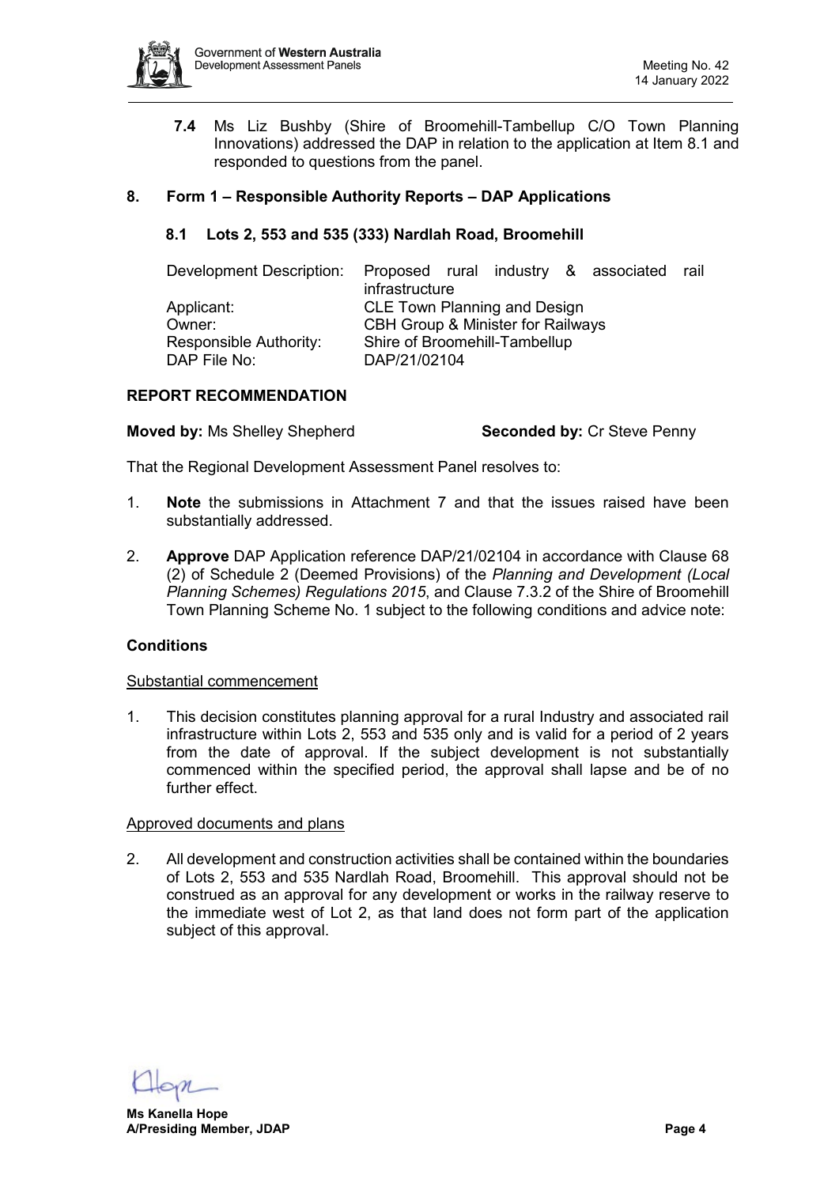**7.4** Ms Liz Bushby (Shire of Broomehill-Tambellup C/O Town Planning Innovations) addressed the DAP in relation to the application at Item 8.1 and responded to questions from the panel.

## 8. Form 1 – Responsible Authority Reports – DAP Applications

### 8.1 Lots 2, 553 and 535 (333) Nardlah Road, Broomehill

| | |
|---|---|
| Development Description: | Proposed rural industry & associated rail infrastructure |
| Applicant: | CLE Town Planning and Design |
| Owner: | CBH Group & Minister for Railways |
| Responsible Authority: | Shire of Broomehill-Tambellup |
| DAP File No: | DAP/21/02104 |

**REPORT RECOMMENDATION**

**Moved by:** Ms Shelley Shepherd **Seconded by:** Cr Steve Penny

That the Regional Development Assessment Panel resolves to:

1. **Note** the submissions in Attachment 7 and that the issues raised have been substantially addressed.
2. **Approve** DAP Application reference DAP/21/02104 in accordance with Clause 68 (2) of Schedule 2 (Deemed Provisions) of the *Planning and Development (Local Planning Schemes) Regulations 2015*, and Clause 7.3.2 of the Shire of Broomehill Town Planning Scheme No. 1 subject to the following conditions and advice note:

**Conditions**

Substantial commencement

1. This decision constitutes planning approval for a rural Industry and associated rail infrastructure within Lots 2, 553 and 535 only and is valid for a period of 2 years from the date of approval. If the subject development is not substantially commenced within the specified period, the approval shall lapse and be of no further effect.

Approved documents and plans

2. All development and construction activities shall be contained within the boundaries of Lots 2, 553 and 535 Nardlah Road, Broomehill. This approval should not be construed as an approval for any development or works in the railway reserve to the immediate west of Lot 2, as that land does not form part of the application subject of this approval.

**Ms Kanella Hope**
**A/Presiding Member, JDAP**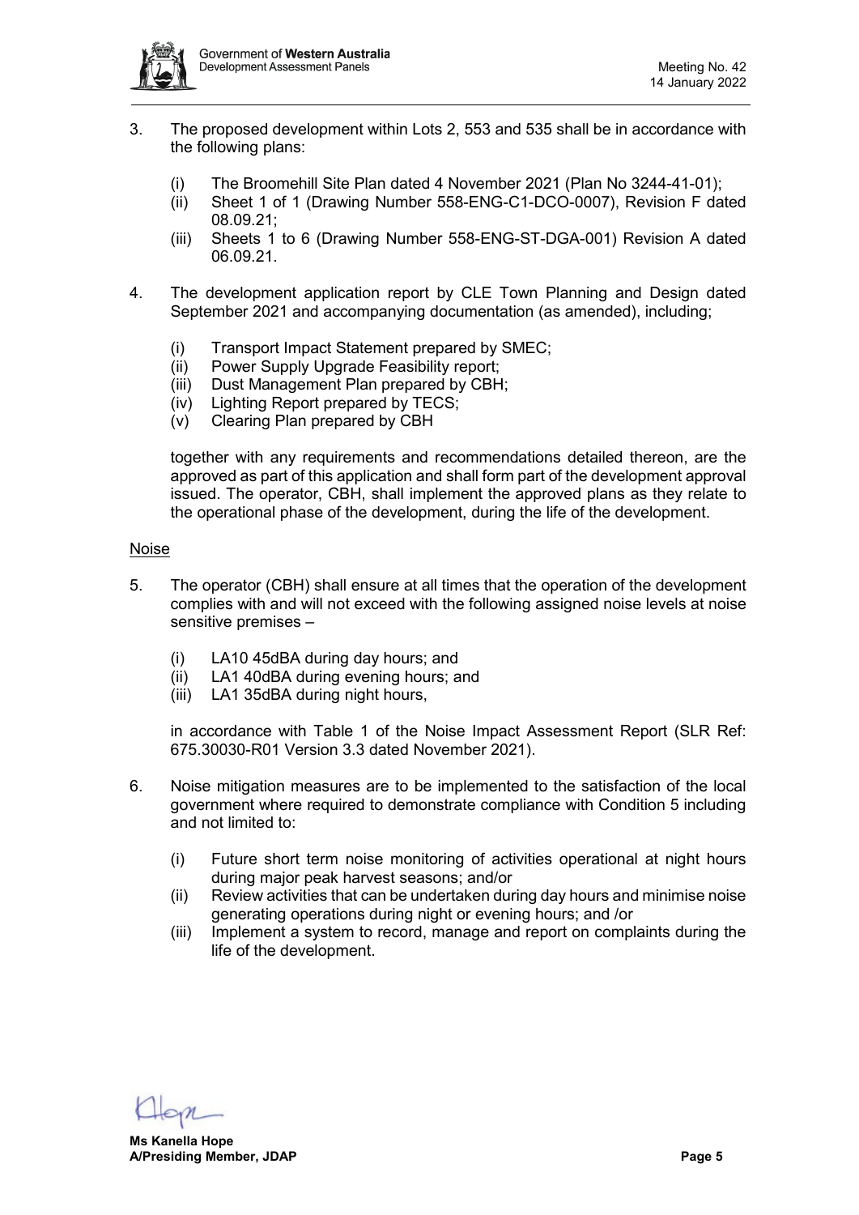3. The proposed development within Lots 2, 553 and 535 shall be in accordance with the following plans:

   (i) The Broomehill Site Plan dated 4 November 2021 (Plan No 3244-41-01);
   (ii) Sheet 1 of 1 (Drawing Number 558-ENG-C1-DCO-0007), Revision F dated 08.09.21;
   (iii) Sheets 1 to 6 (Drawing Number 558-ENG-ST-DGA-001) Revision A dated 06.09.21.

4. The development application report by CLE Town Planning and Design dated September 2021 and accompanying documentation (as amended), including;

   (i) Transport Impact Statement prepared by SMEC;
   (ii) Power Supply Upgrade Feasibility report;
   (iii) Dust Management Plan prepared by CBH;
   (iv) Lighting Report prepared by TECS;
   (v) Clearing Plan prepared by CBH

   together with any requirements and recommendations detailed thereon, are the approved as part of this application and shall form part of the development approval issued. The operator, CBH, shall implement the approved plans as they relate to the operational phase of the development, during the life of the development.

Noise

5. The operator (CBH) shall ensure at all times that the operation of the development complies with and will not exceed with the following assigned noise levels at noise sensitive premises –

   (i) LA10 45dBA during day hours; and
   (ii) LA1 40dBA during evening hours; and
   (iii) LA1 35dBA during night hours,

   in accordance with Table 1 of the Noise Impact Assessment Report (SLR Ref: 675.30030-R01 Version 3.3 dated November 2021).

6. Noise mitigation measures are to be implemented to the satisfaction of the local government where required to demonstrate compliance with Condition 5 including and not limited to:

   (i) Future short term noise monitoring of activities operational at night hours during major peak harvest seasons; and/or
   (ii) Review activities that can be undertaken during day hours and minimise noise generating operations during night or evening hours; and /or
   (iii) Implement a system to record, manage and report on complaints during the life of the development.

**Ms Kanella Hope**
**A/Presiding Member, JDAP**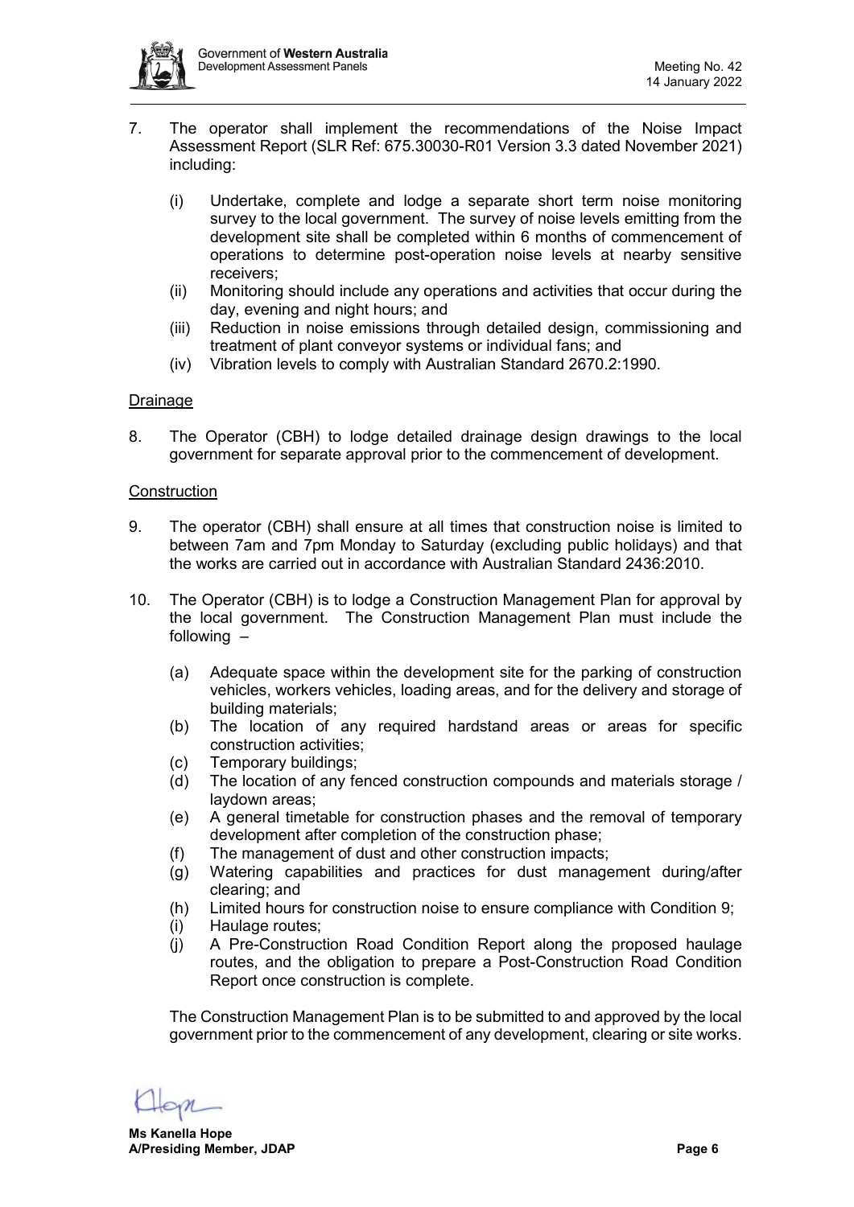7. The operator shall implement the recommendations of the Noise Impact Assessment Report (SLR Ref: 675.30030-R01 Version 3.3 dated November 2021) including:

   (i) Undertake, complete and lodge a separate short term noise monitoring survey to the local government. The survey of noise levels emitting from the development site shall be completed within 6 months of commencement of operations to determine post-operation noise levels at nearby sensitive receivers;
   (ii) Monitoring should include any operations and activities that occur during the day, evening and night hours; and
   (iii) Reduction in noise emissions through detailed design, commissioning and treatment of plant conveyor systems or individual fans; and
   (iv) Vibration levels to comply with Australian Standard 2670.2:1990.

Drainage

8. The Operator (CBH) to lodge detailed drainage design drawings to the local government for separate approval prior to the commencement of development.

Construction

9. The operator (CBH) shall ensure at all times that construction noise is limited to between 7am and 7pm Monday to Saturday (excluding public holidays) and that the works are carried out in accordance with Australian Standard 2436:2010.

10. The Operator (CBH) is to lodge a Construction Management Plan for approval by the local government. The Construction Management Plan must include the following –

    (a) Adequate space within the development site for the parking of construction vehicles, workers vehicles, loading areas, and for the delivery and storage of building materials;
    (b) The location of any required hardstand areas or areas for specific construction activities;
    (c) Temporary buildings;
    (d) The location of any fenced construction compounds and materials storage / laydown areas;
    (e) A general timetable for construction phases and the removal of temporary development after completion of the construction phase;
    (f) The management of dust and other construction impacts;
    (g) Watering capabilities and practices for dust management during/after clearing; and
    (h) Limited hours for construction noise to ensure compliance with Condition 9;
    (i) Haulage routes;
    (j) A Pre-Construction Road Condition Report along the proposed haulage routes, and the obligation to prepare a Post-Construction Road Condition Report once construction is complete.

    The Construction Management Plan is to be submitted to and approved by the local government prior to the commencement of any development, clearing or site works.

**Ms Kanella Hope**
**A/Presiding Member, JDAP**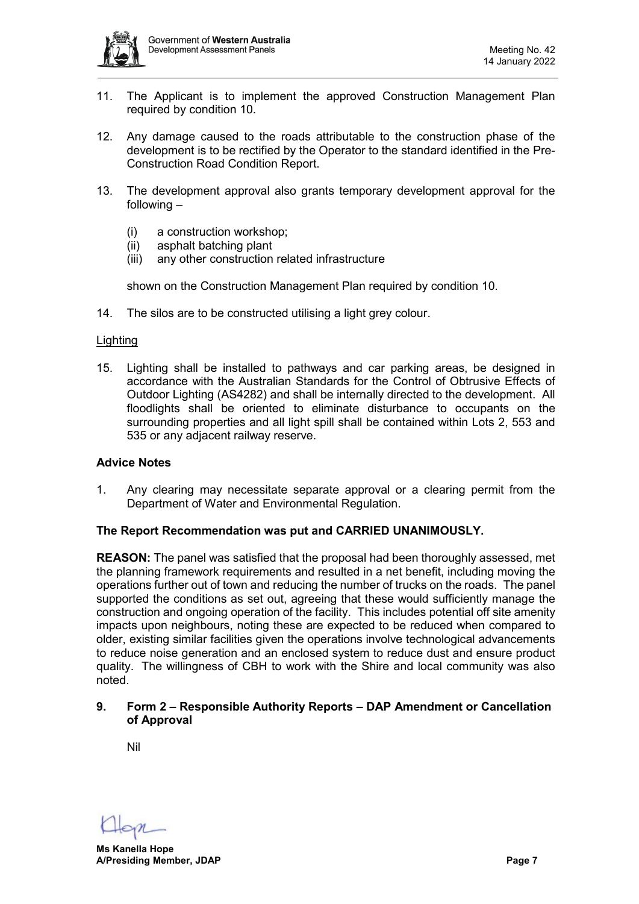11. The Applicant is to implement the approved Construction Management Plan required by condition 10.

12. Any damage caused to the roads attributable to the construction phase of the development is to be rectified by the Operator to the standard identified in the Pre-Construction Road Condition Report.

13. The development approval also grants temporary development approval for the following –

    (i) a construction workshop;
    (ii) asphalt batching plant
    (iii) any other construction related infrastructure

    shown on the Construction Management Plan required by condition 10.

14. The silos are to be constructed utilising a light grey colour.

Lighting

15. Lighting shall be installed to pathways and car parking areas, be designed in accordance with the Australian Standards for the Control of Obtrusive Effects of Outdoor Lighting (AS4282) and shall be internally directed to the development. All floodlights shall be oriented to eliminate disturbance to occupants on the surrounding properties and all light spill shall be contained within Lots 2, 553 and 535 or any adjacent railway reserve.

**Advice Notes**

1. Any clearing may necessitate separate approval or a clearing permit from the Department of Water and Environmental Regulation.

**The Report Recommendation was put and CARRIED UNANIMOUSLY.**

**REASON:** The panel was satisfied that the proposal had been thoroughly assessed, met the planning framework requirements and resulted in a net benefit, including moving the operations further out of town and reducing the number of trucks on the roads. The panel supported the conditions as set out, agreeing that these would sufficiently manage the construction and ongoing operation of the facility. This includes potential off site amenity impacts upon neighbours, noting these are expected to be reduced when compared to older, existing similar facilities given the operations involve technological advancements to reduce noise generation and an enclosed system to reduce dust and ensure product quality. The willingness of CBH to work with the Shire and local community was also noted.

## 9. Form 2 – Responsible Authority Reports – DAP Amendment or Cancellation of Approval

Nil

**Ms Kanella Hope**
**A/Presiding Member, JDAP**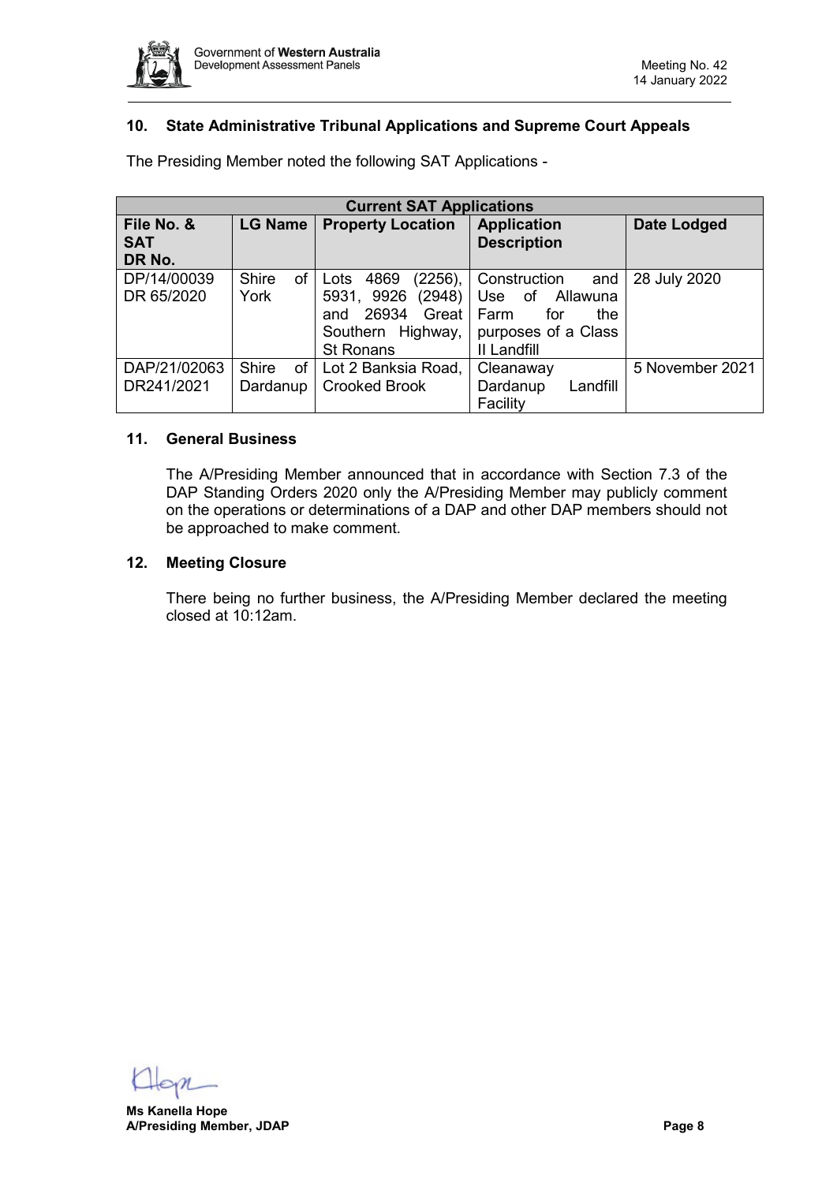## 10. State Administrative Tribunal Applications and Supreme Court Appeals

The Presiding Member noted the following SAT Applications -

| Current SAT Applications | | | | |
|---|---|---|---|---|
| **File No. & SAT DR No.** | **LG Name** | **Property Location** | **Application Description** | **Date Lodged** |
| DP/14/00039 DR 65/2020 | Shire of York | Lots 4869 (2256), 5931, 9926 (2948) and 26934 Great Southern Highway, St Ronans | Construction and Use of Allawuna Farm for the purposes of a Class II Landfill | 28 July 2020 |
| DAP/21/02063 DR241/2021 | Shire of Dardanup | Lot 2 Banksia Road, Crooked Brook | Cleanaway Dardanup Landfill Facility | 5 November 2021 |

## 11. General Business

The A/Presiding Member announced that in accordance with Section 7.3 of the DAP Standing Orders 2020 only the A/Presiding Member may publicly comment on the operations or determinations of a DAP and other DAP members should not be approached to make comment.

## 12. Meeting Closure

There being no further business, the A/Presiding Member declared the meeting closed at 10:12am.

**Ms Kanella Hope**
**A/Presiding Member, JDAP**